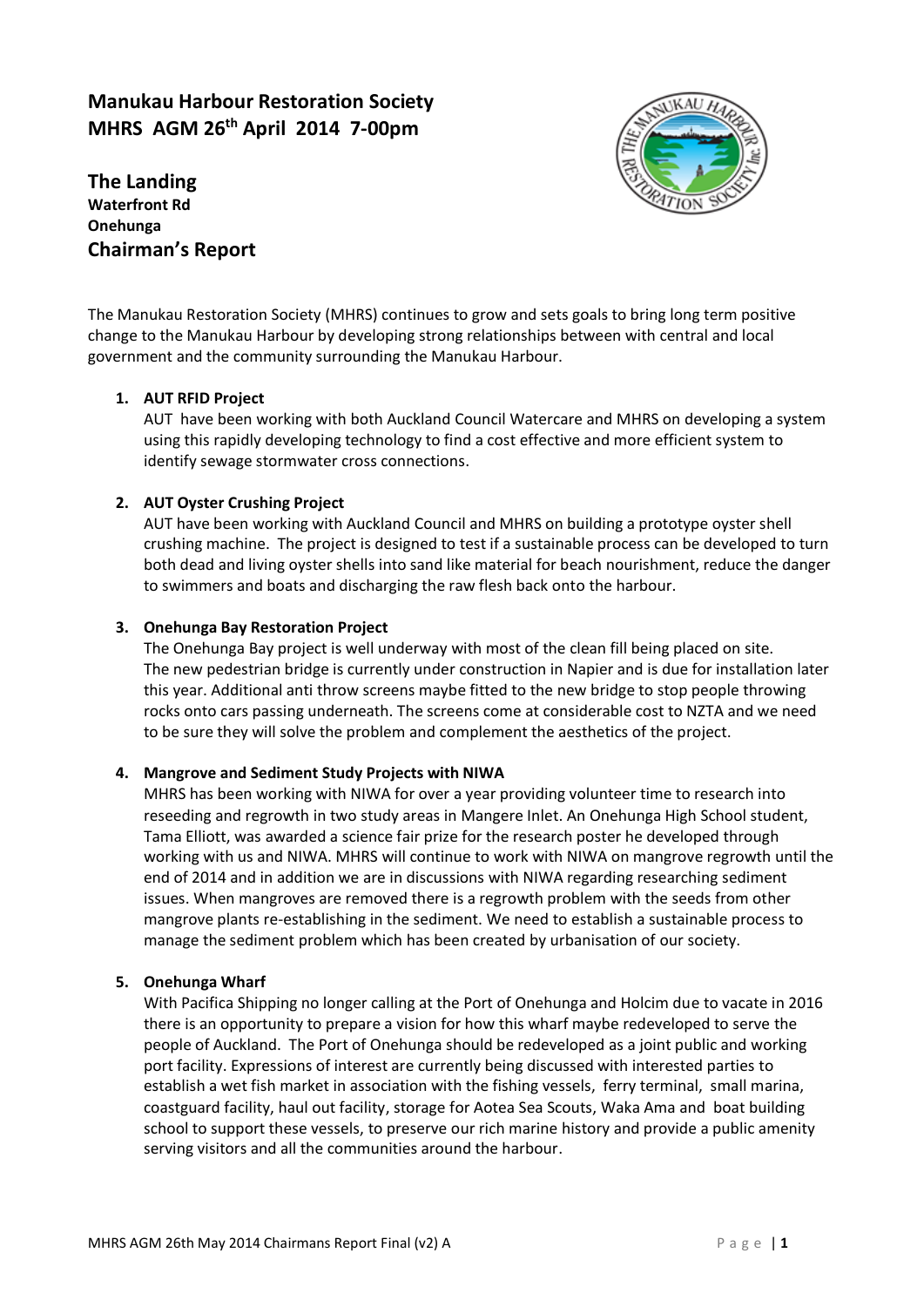# Manukau Harbour Restoration Society
# MHRS AGM 26th April 2014 7-00pm

## The Landing

**Waterfront Rd**
**Onehunga**

## Chairman's Report

The Manukau Restoration Society (MHRS) continues to grow and sets goals to bring long term positive change to the Manukau Harbour by developing strong relationships between with central and local government and the community surrounding the Manukau Harbour.

1. **AUT RFID Project**
   AUT have been working with both Auckland Council Watercare and MHRS on developing a system using this rapidly developing technology to find a cost effective and more efficient system to identify sewage stormwater cross connections.

2. **AUT Oyster Crushing Project**
   AUT have been working with Auckland Council and MHRS on building a prototype oyster shell crushing machine. The project is designed to test if a sustainable process can be developed to turn both dead and living oyster shells into sand like material for beach nourishment, reduce the danger to swimmers and boats and discharging the raw flesh back onto the harbour.

3. **Onehunga Bay Restoration Project**
   The Onehunga Bay project is well underway with most of the clean fill being placed on site. The new pedestrian bridge is currently under construction in Napier and is due for installation later this year. Additional anti throw screens maybe fitted to the new bridge to stop people throwing rocks onto cars passing underneath. The screens come at considerable cost to NZTA and we need to be sure they will solve the problem and complement the aesthetics of the project.

4. **Mangrove and Sediment Study Projects with NIWA**
   MHRS has been working with NIWA for over a year providing volunteer time to research into reseeding and regrowth in two study areas in Mangere Inlet. An Onehunga High School student, Tama Elliott, was awarded a science fair prize for the research poster he developed through working with us and NIWA. MHRS will continue to work with NIWA on mangrove regrowth until the end of 2014 and in addition we are in discussions with NIWA regarding researching sediment issues. When mangroves are removed there is a regrowth problem with the seeds from other mangrove plants re-establishing in the sediment. We need to establish a sustainable process to manage the sediment problem which has been created by urbanisation of our society.

5. **Onehunga Wharf**
   With Pacifica Shipping no longer calling at the Port of Onehunga and Holcim due to vacate in 2016 there is an opportunity to prepare a vision for how this wharf maybe redeveloped to serve the people of Auckland. The Port of Onehunga should be redeveloped as a joint public and working port facility. Expressions of interest are currently being discussed with interested parties to establish a wet fish market in association with the fishing vessels, ferry terminal, small marina, coastguard facility, haul out facility, storage for Aotea Sea Scouts, Waka Ama and boat building school to support these vessels, to preserve our rich marine history and provide a public amenity serving visitors and all the communities around the harbour.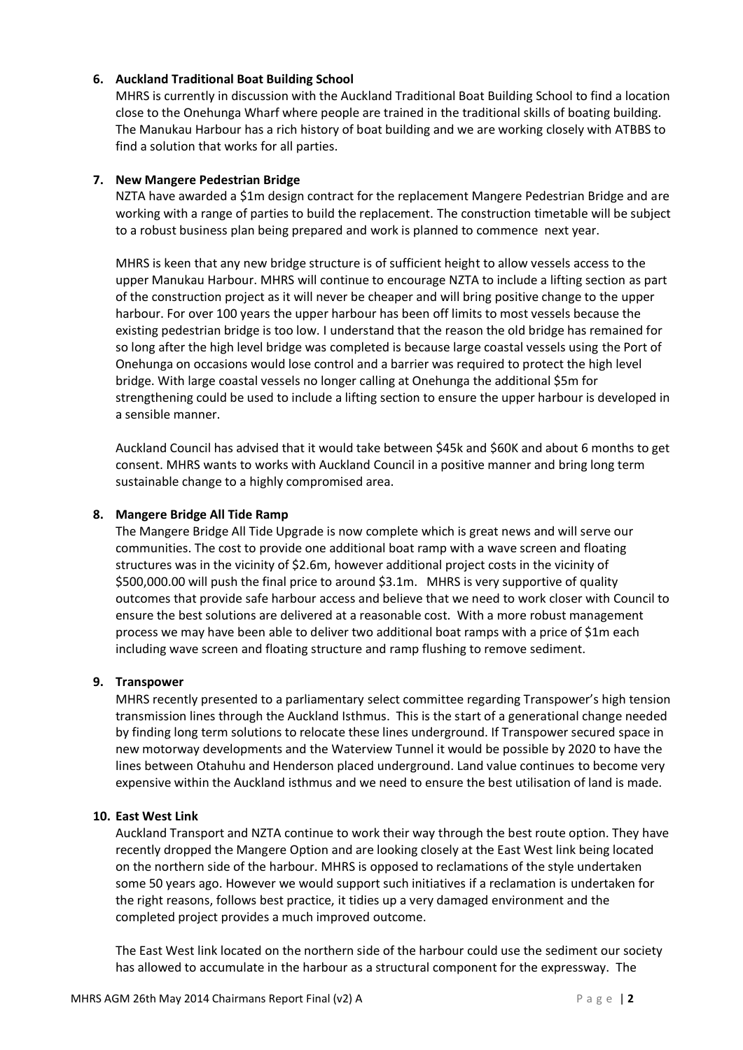**6. Auckland Traditional Boat Building School**

MHRS is currently in discussion with the Auckland Traditional Boat Building School to find a location close to the Onehunga Wharf where people are trained in the traditional skills of boating building. The Manukau Harbour has a rich history of boat building and we are working closely with ATBBS to find a solution that works for all parties.

**7. New Mangere Pedestrian Bridge**

NZTA have awarded a $1m design contract for the replacement Mangere Pedestrian Bridge and are working with a range of parties to build the replacement. The construction timetable will be subject to a robust business plan being prepared and work is planned to commence next year.

MHRS is keen that any new bridge structure is of sufficient height to allow vessels access to the upper Manukau Harbour. MHRS will continue to encourage NZTA to include a lifting section as part of the construction project as it will never be cheaper and will bring positive change to the upper harbour. For over 100 years the upper harbour has been off limits to most vessels because the existing pedestrian bridge is too low. I understand that the reason the old bridge has remained for so long after the high level bridge was completed is because large coastal vessels using the Port of Onehunga on occasions would lose control and a barrier was required to protect the high level bridge. With large coastal vessels no longer calling at Onehunga the additional $5m for strengthening could be used to include a lifting section to ensure the upper harbour is developed in a sensible manner.

Auckland Council has advised that it would take between $45k and $60K and about 6 months to get consent. MHRS wants to works with Auckland Council in a positive manner and bring long term sustainable change to a highly compromised area.

**8. Mangere Bridge All Tide Ramp**

The Mangere Bridge All Tide Upgrade is now complete which is great news and will serve our communities. The cost to provide one additional boat ramp with a wave screen and floating structures was in the vicinity of $2.6m, however additional project costs in the vicinity of $500,000.00 will push the final price to around $3.1m. MHRS is very supportive of quality outcomes that provide safe harbour access and believe that we need to work closer with Council to ensure the best solutions are delivered at a reasonable cost. With a more robust management process we may have been able to deliver two additional boat ramps with a price of $1m each including wave screen and floating structure and ramp flushing to remove sediment.

**9. Transpower**

MHRS recently presented to a parliamentary select committee regarding Transpower's high tension transmission lines through the Auckland Isthmus. This is the start of a generational change needed by finding long term solutions to relocate these lines underground. If Transpower secured space in new motorway developments and the Waterview Tunnel it would be possible by 2020 to have the lines between Otahuhu and Henderson placed underground. Land value continues to become very expensive within the Auckland isthmus and we need to ensure the best utilisation of land is made.

**10. East West Link**

Auckland Transport and NZTA continue to work their way through the best route option. They have recently dropped the Mangere Option and are looking closely at the East West link being located on the northern side of the harbour. MHRS is opposed to reclamations of the style undertaken some 50 years ago. However we would support such initiatives if a reclamation is undertaken for the right reasons, follows best practice, it tidies up a very damaged environment and the completed project provides a much improved outcome.

The East West link located on the northern side of the harbour could use the sediment our society has allowed to accumulate in the harbour as a structural component for the expressway. The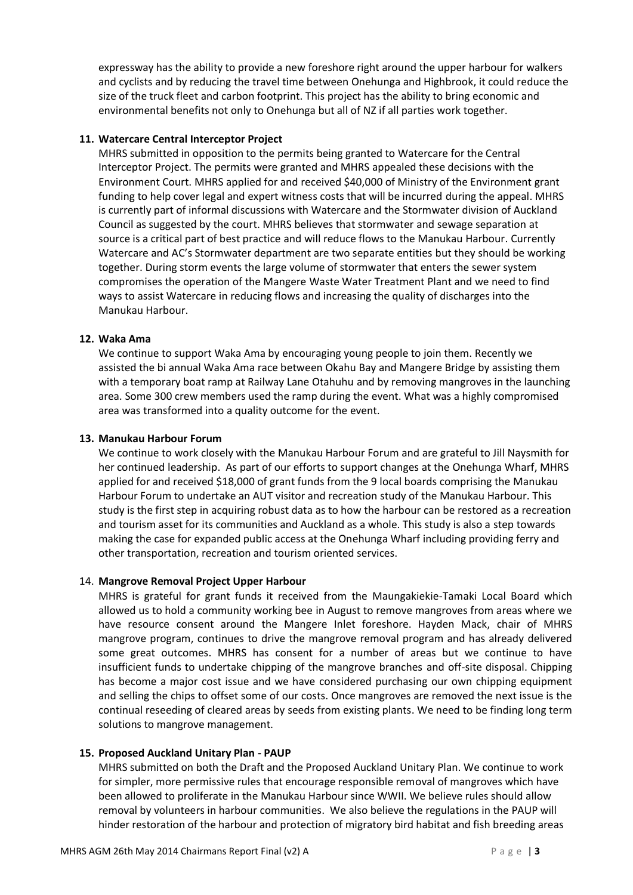expressway has the ability to provide a new foreshore right around the upper harbour for walkers and cyclists and by reducing the travel time between Onehunga and Highbrook, it could reduce the size of the truck fleet and carbon footprint. This project has the ability to bring economic and environmental benefits not only to Onehunga but all of NZ if all parties work together.

**11. Watercare Central Interceptor Project**

MHRS submitted in opposition to the permits being granted to Watercare for the Central Interceptor Project. The permits were granted and MHRS appealed these decisions with the Environment Court. MHRS applied for and received $40,000 of Ministry of the Environment grant funding to help cover legal and expert witness costs that will be incurred during the appeal. MHRS is currently part of informal discussions with Watercare and the Stormwater division of Auckland Council as suggested by the court. MHRS believes that stormwater and sewage separation at source is a critical part of best practice and will reduce flows to the Manukau Harbour. Currently Watercare and AC's Stormwater department are two separate entities but they should be working together. During storm events the large volume of stormwater that enters the sewer system compromises the operation of the Mangere Waste Water Treatment Plant and we need to find ways to assist Watercare in reducing flows and increasing the quality of discharges into the Manukau Harbour.

**12. Waka Ama**

We continue to support Waka Ama by encouraging young people to join them. Recently we assisted the bi annual Waka Ama race between Okahu Bay and Mangere Bridge by assisting them with a temporary boat ramp at Railway Lane Otahuhu and by removing mangroves in the launching area. Some 300 crew members used the ramp during the event. What was a highly compromised area was transformed into a quality outcome for the event.

**13. Manukau Harbour Forum**

We continue to work closely with the Manukau Harbour Forum and are grateful to Jill Naysmith for her continued leadership. As part of our efforts to support changes at the Onehunga Wharf, MHRS applied for and received $18,000 of grant funds from the 9 local boards comprising the Manukau Harbour Forum to undertake an AUT visitor and recreation study of the Manukau Harbour. This study is the first step in acquiring robust data as to how the harbour can be restored as a recreation and tourism asset for its communities and Auckland as a whole. This study is also a step towards making the case for expanded public access at the Onehunga Wharf including providing ferry and other transportation, recreation and tourism oriented services.

14. **Mangrove Removal Project Upper Harbour**

MHRS is grateful for grant funds it received from the Maungakiekie-Tamaki Local Board which allowed us to hold a community working bee in August to remove mangroves from areas where we have resource consent around the Mangere Inlet foreshore. Hayden Mack, chair of MHRS mangrove program, continues to drive the mangrove removal program and has already delivered some great outcomes. MHRS has consent for a number of areas but we continue to have insufficient funds to undertake chipping of the mangrove branches and off-site disposal. Chipping has become a major cost issue and we have considered purchasing our own chipping equipment and selling the chips to offset some of our costs. Once mangroves are removed the next issue is the continual reseeding of cleared areas by seeds from existing plants. We need to be finding long term solutions to mangrove management.

**15. Proposed Auckland Unitary Plan - PAUP**

MHRS submitted on both the Draft and the Proposed Auckland Unitary Plan. We continue to work for simpler, more permissive rules that encourage responsible removal of mangroves which have been allowed to proliferate in the Manukau Harbour since WWII. We believe rules should allow removal by volunteers in harbour communities. We also believe the regulations in the PAUP will hinder restoration of the harbour and protection of migratory bird habitat and fish breeding areas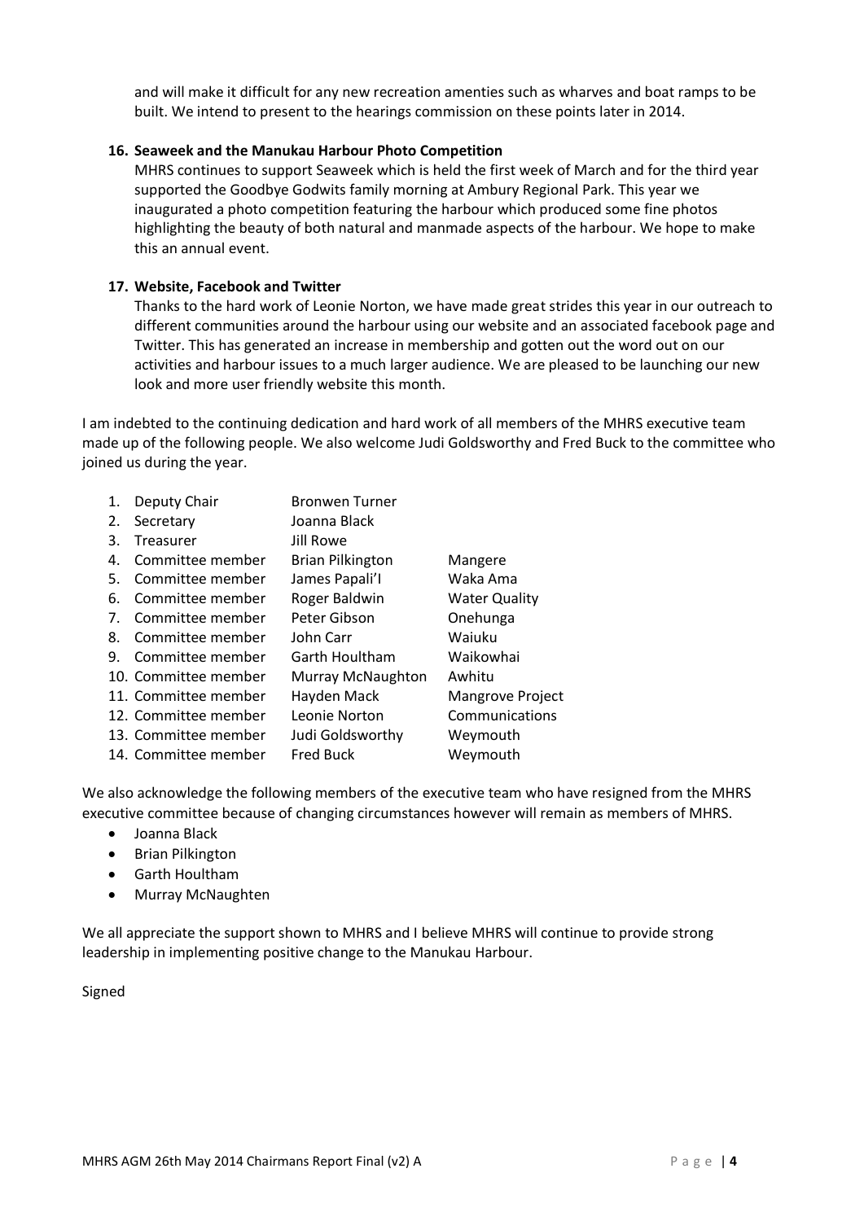and will make it difficult for any new recreation amenties such as wharves and boat ramps to be built. We intend to present to the hearings commission on these points later in 2014.

**16. Seaweek and the Manukau Harbour Photo Competition**

MHRS continues to support Seaweek which is held the first week of March and for the third year supported the Goodbye Godwits family morning at Ambury Regional Park. This year we inaugurated a photo competition featuring the harbour which produced some fine photos highlighting the beauty of both natural and manmade aspects of the harbour. We hope to make this an annual event.

**17. Website, Facebook and Twitter**

Thanks to the hard work of Leonie Norton, we have made great strides this year in our outreach to different communities around the harbour using our website and an associated facebook page and Twitter. This has generated an increase in membership and gotten out the word out on our activities and harbour issues to a much larger audience. We are pleased to be launching our new look and more user friendly website this month.

I am indebted to the continuing dedication and hard work of all members of the MHRS executive team made up of the following people. We also welcome Judi Goldsworthy and Fred Buck to the committee who joined us during the year.

| | | | |
|---|---|---|---|
| 1. | Deputy Chair | Bronwen Turner | |
| 2. | Secretary | Joanna Black | |
| 3. | Treasurer | Jill Rowe | |
| 4. | Committee member | Brian Pilkington | Mangere |
| 5. | Committee member | James Papali'I | Waka Ama |
| 6. | Committee member | Roger Baldwin | Water Quality |
| 7. | Committee member | Peter Gibson | Onehunga |
| 8. | Committee member | John Carr | Waiuku |
| 9. | Committee member | Garth Houltham | Waikowhai |
| 10. | Committee member | Murray McNaughton | Awhitu |
| 11. | Committee member | Hayden Mack | Mangrove Project |
| 12. | Committee member | Leonie Norton | Communications |
| 13. | Committee member | Judi Goldsworthy | Weymouth |
| 14. | Committee member | Fred Buck | Weymouth |

We also acknowledge the following members of the executive team who have resigned from the MHRS executive committee because of changing circumstances however will remain as members of MHRS.

- Joanna Black
- Brian Pilkington
- Garth Houltham
- Murray McNaughten

We all appreciate the support shown to MHRS and I believe MHRS will continue to provide strong leadership in implementing positive change to the Manukau Harbour.

Signed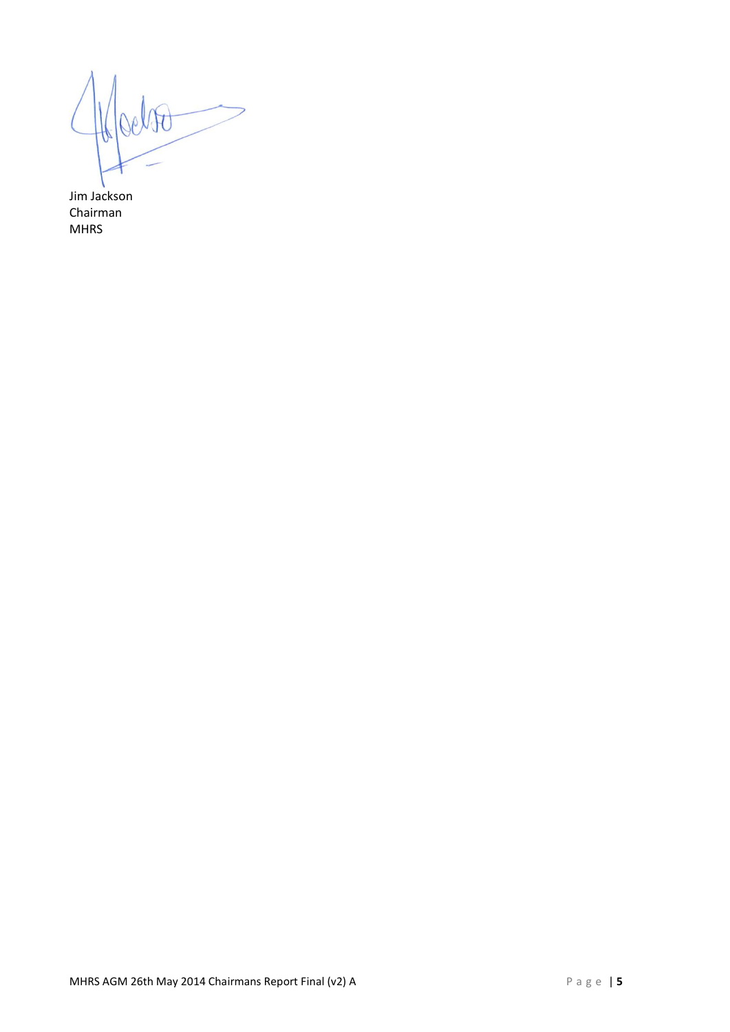Jim Jackson
Chairman
MHRS